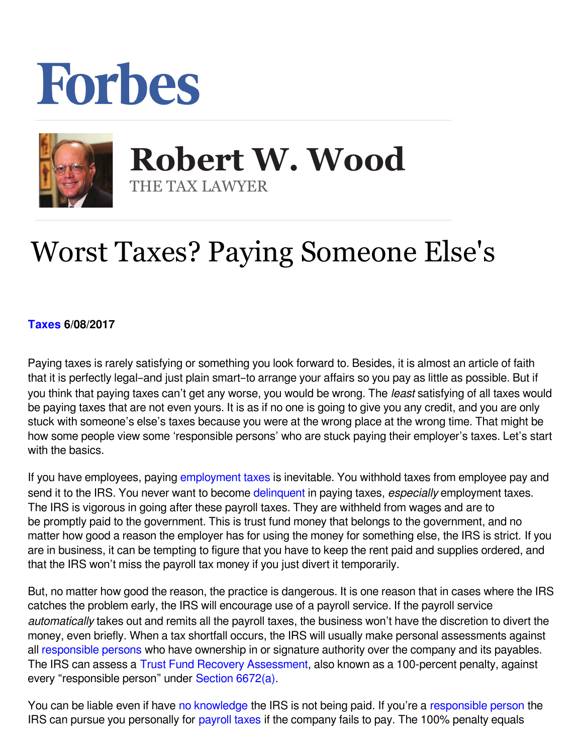# Forbes

## Robert W. Wood

THE TAX LAWYER

# Worst Taxes? Paying Someone Else's

**Taxes 6/08/2017**

Paying taxes is rarely satisfying or something you look forward to. Besides, it is almost an article of faith that it is perfectly legal–and just plain smart–to arrange your affairs so you pay as little as possible. But if you think that paying taxes can't get any worse, you would be wrong. The *least* satisfying of all taxes would be paying taxes that are not even yours. It is as if no one is going to give you any credit, and you are only stuck with someone's else's taxes because you were at the wrong place at the wrong time. That might be how some people view some 'responsible persons' who are stuck paying their employer's taxes. Let's start with the basics.

If you have employees, paying employment taxes is inevitable. You withhold taxes from employee pay and send it to the IRS. You never want to become delinquent in paying taxes, *especially* employment taxes. The IRS is vigorous in going after these payroll taxes. They are withheld from wages and are to be promptly paid to the government. This is trust fund money that belongs to the government, and no matter how good a reason the employer has for using the money for something else, the IRS is strict. If you are in business, it can be tempting to figure that you have to keep the rent paid and supplies ordered, and that the IRS won't miss the payroll tax money if you just divert it temporarily.

But, no matter how good the reason, the practice is dangerous. It is one reason that in cases where the IRS catches the problem early, the IRS will encourage use of a payroll service. If the payroll service *automatically* takes out and remits all the payroll taxes, the business won't have the discretion to divert the money, even briefly. When a tax shortfall occurs, the IRS will usually make personal assessments against all responsible persons who have ownership in or signature authority over the company and its payables. The IRS can assess a Trust Fund Recovery Assessment, also known as a 100-percent penalty, against every "responsible person" under Section 6672(a).

You can be liable even if have no knowledge the IRS is not being paid. If you're a responsible person the IRS can pursue you personally for payroll taxes if the company fails to pay. The 100% penalty equals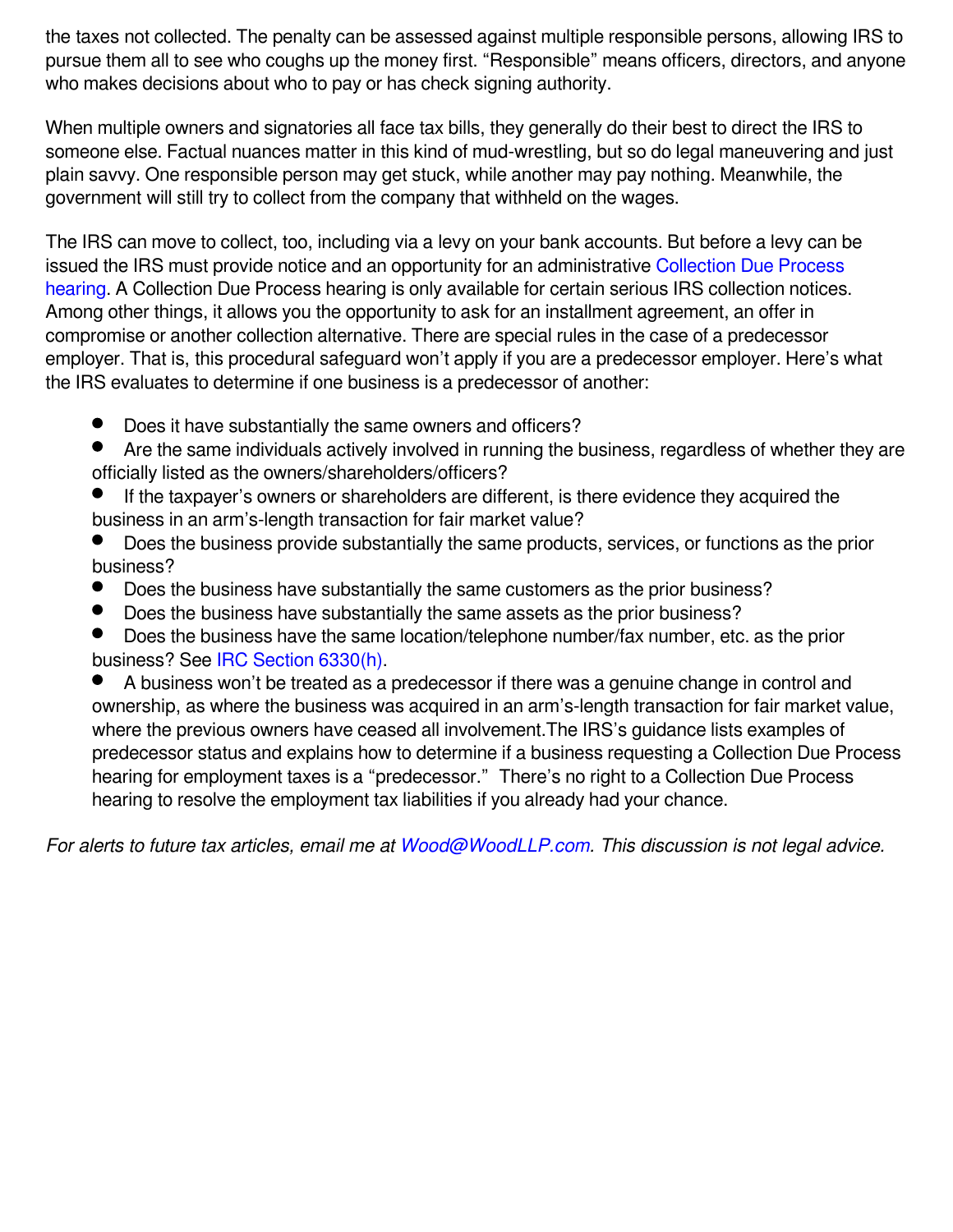the taxes not collected. The penalty can be assessed against multiple responsible persons, allowing IRS to pursue them all to see who coughs up the money first. "Responsible" means officers, directors, and anyone who makes decisions about who to pay or has check signing authority.

When multiple owners and signatories all face tax bills, they generally do their best to direct the IRS to someone else. Factual nuances matter in this kind of mud-wrestling, but so do legal maneuvering and just plain savvy. One responsible person may get stuck, while another may pay nothing. Meanwhile, the government will still try to collect from the company that withheld on the wages.

The IRS can move to collect, too, including via a levy on your bank accounts. But before a levy can be issued the IRS must provide notice and an opportunity for an administrative Collection Due Process hearing. A Collection Due Process hearing is only available for certain serious IRS collection notices. Among other things, it allows you the opportunity to ask for an installment agreement, an offer in compromise or another collection alternative. There are special rules in the case of a predecessor employer. That is, this procedural safeguard won't apply if you are a predecessor employer. Here's what the IRS evaluates to determine if one business is a predecessor of another:

- Does it have substantially the same owners and officers?
- Are the same individuals actively involved in running the business, regardless of whether they are officially listed as the owners/shareholders/officers?
- If the taxpayer's owners or shareholders are different, is there evidence they acquired the business in an arm's-length transaction for fair market value?
- Does the business provide substantially the same products, services, or functions as the prior business?
- Does the business have substantially the same customers as the prior business?
- Does the business have substantially the same assets as the prior business?
- Does the business have the same location/telephone number/fax number, etc. as the prior business? See IRC Section 6330(h).
- A business won't be treated as a predecessor if there was a genuine change in control and ownership, as where the business was acquired in an arm's-length transaction for fair market value, where the previous owners have ceased all involvement.The IRS's guidance lists examples of predecessor status and explains how to determine if a business requesting a Collection Due Process hearing for employment taxes is a "predecessor." There's no right to a Collection Due Process hearing to resolve the employment tax liabilities if you already had your chance.

*For alerts to future tax articles, email me at Wood@WoodLLP.com. This discussion is not legal advice.*